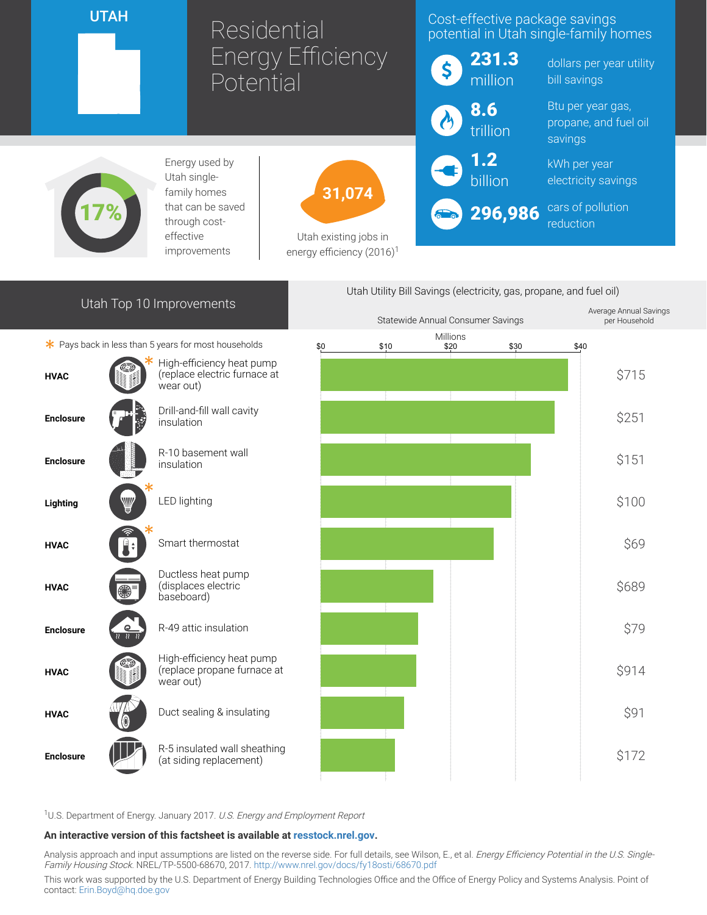# UTAH

# Residential Energy Efficiency Potential

## Cost-effective package savings potential in Utah single-family homes

- **231.3 million** dollars per year utility bill savings
- **8.6 trillion** Btu per year gas, propane, and fuel oil savings
- **1.2 billion** kWh per year electricity savings
- **296,986** cars of pollution reduction

**17%** Energy used by Utah single-family homes that can be saved through cost-effective improvements

**31,074** Utah existing jobs in energy efficiency (2016)[1]

## Utah Top 10 Improvements

\* Pays back in less than 5 years for most households

Utah Utility Bill Savings (electricity, gas, propane, and fuel oil)

| Category | Improvement | Statewide Annual Consumer Savings (Millions, $0–$40) | Average Annual Savings per Household |
|---|---|---|---|
| HVAC | High-efficiency heat pump (replace electric furnace at wear out) * | ~$38 | $715 |
| Enclosure | Drill-and-fill wall cavity insulation | ~$36 | $251 |
| Enclosure | R-10 basement wall insulation | ~$32 | $151 |
| Lighting | LED lighting * | ~$29 | $100 |
| HVAC | Smart thermostat * | ~$27 | $69 |
| HVAC | Ductless heat pump (displaces electric baseboard) | ~$17 | $689 |
| Enclosure | R-49 attic insulation | ~$15 | $79 |
| HVAC | High-efficiency heat pump (replace propane furnace at wear out) | ~$15 | $914 |
| HVAC | Duct sealing & insulating | ~$13 | $91 |
| Enclosure | R-5 insulated wall sheathing (at siding replacement) | ~$11 | $172 |

[1]U.S. Department of Energy. January 2017. *U.S. Energy and Employment Report*

**An interactive version of this factsheet is available at resstock.nrel.gov.**

Analysis approach and input assumptions are listed on the reverse side. For full details, see Wilson, E., et al. *Energy Efficiency Potential in the U.S. Single-Family Housing Stock*. NREL/TP-5500-68670, 2017. http://www.nrel.gov/docs/fy18osti/68670.pdf

This work was supported by the U.S. Department of Energy Building Technologies Office and the Office of Energy Policy and Systems Analysis. Point of contact: Erin.Boyd@hq.doe.gov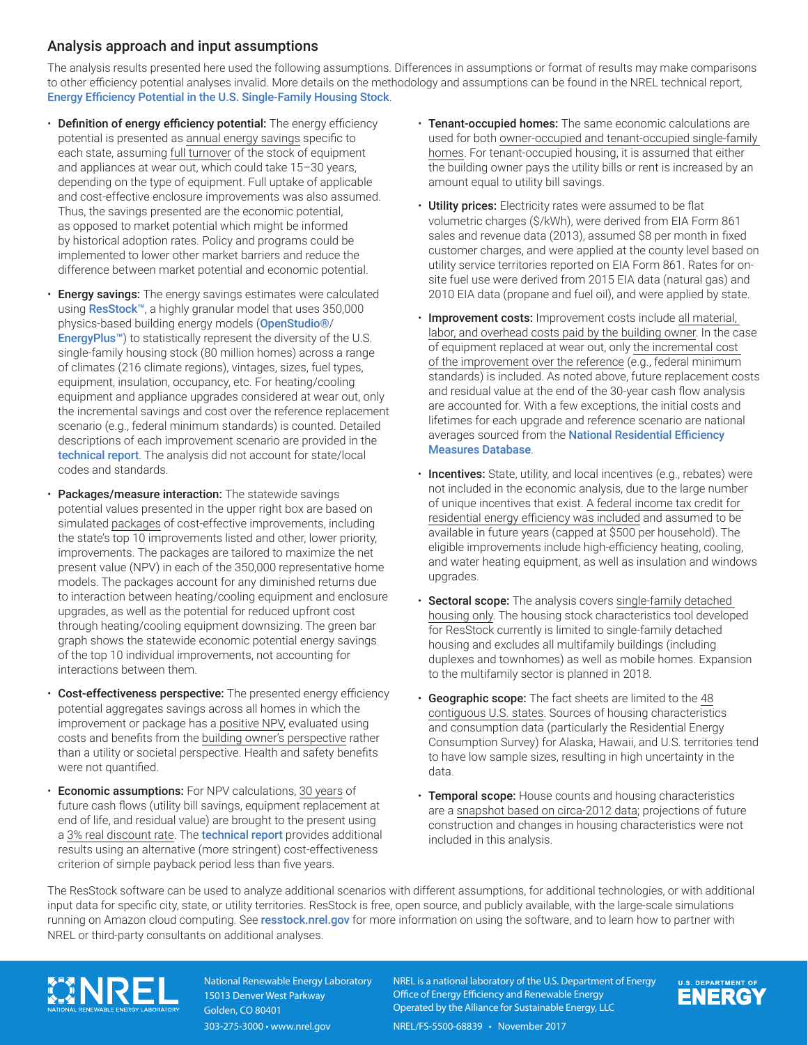## Analysis approach and input assumptions

The analysis results presented here used the following assumptions. Differences in assumptions or format of results may make comparisons to other efficiency potential analyses invalid. More details on the methodology and assumptions can be found in the NREL technical report, **Energy Efficiency Potential in the U.S. Single-Family Housing Stock**.

- **Definition of energy efficiency potential:** The energy efficiency potential is presented as annual energy savings specific to each state, assuming full turnover of the stock of equipment and appliances at wear out, which could take 15–30 years, depending on the type of equipment. Full uptake of applicable and cost-effective enclosure improvements was also assumed. Thus, the savings presented are the economic potential, as opposed to market potential which might be informed by historical adoption rates. Policy and programs could be implemented to lower other market barriers and reduce the difference between market potential and economic potential.
- **Energy savings:** The energy savings estimates were calculated using **ResStock™**, a highly granular model that uses 350,000 physics-based building energy models (**OpenStudio®**/**EnergyPlus™**) to statistically represent the diversity of the U.S. single-family housing stock (80 million homes) across a range of climates (216 climate regions), vintages, sizes, fuel types, equipment, insulation, occupancy, etc. For heating/cooling equipment and appliance upgrades considered at wear out, only the incremental savings and cost over the reference replacement scenario (e.g., federal minimum standards) is counted. Detailed descriptions of each improvement scenario are provided in the **technical report**. The analysis did not account for state/local codes and standards.
- **Packages/measure interaction:** The statewide savings potential values presented in the upper right box are based on simulated packages of cost-effective improvements, including the state's top 10 improvements listed and other, lower priority, improvements. The packages are tailored to maximize the net present value (NPV) in each of the 350,000 representative home models. The packages account for any diminished returns due to interaction between heating/cooling equipment and enclosure upgrades, as well as the potential for reduced upfront cost through heating/cooling equipment downsizing. The green bar graph shows the statewide economic potential energy savings of the top 10 individual improvements, not accounting for interactions between them.
- **Cost-effectiveness perspective:** The presented energy efficiency potential aggregates savings across all homes in which the improvement or package has a positive NPV, evaluated using costs and benefits from the building owner's perspective rather than a utility or societal perspective. Health and safety benefits were not quantified.
- **Economic assumptions:** For NPV calculations, 30 years of future cash flows (utility bill savings, equipment replacement at end of life, and residual value) are brought to the present using a 3% real discount rate. The **technical report** provides additional results using an alternative (more stringent) cost-effectiveness criterion of simple payback period less than five years.
- **Tenant-occupied homes:** The same economic calculations are used for both owner-occupied and tenant-occupied single-family homes. For tenant-occupied housing, it is assumed that either the building owner pays the utility bills or rent is increased by an amount equal to utility bill savings.
- **Utility prices:** Electricity rates were assumed to be flat volumetric charges ($/kWh), were derived from EIA Form 861 sales and revenue data (2013), assumed $8 per month in fixed customer charges, and were applied at the county level based on utility service territories reported on EIA Form 861. Rates for on-site fuel use were derived from 2015 EIA data (natural gas) and 2010 EIA data (propane and fuel oil), and were applied by state.
- **Improvement costs:** Improvement costs include all material, labor, and overhead costs paid by the building owner. In the case of equipment replaced at wear out, only the incremental cost of the improvement over the reference (e.g., federal minimum standards) is included. As noted above, future replacement costs and residual value at the end of the 30-year cash flow analysis are accounted for. With a few exceptions, the initial costs and lifetimes for each upgrade and reference scenario are national averages sourced from the **National Residential Efficiency Measures Database**.
- **Incentives:** State, utility, and local incentives (e.g., rebates) were not included in the economic analysis, due to the large number of unique incentives that exist. A federal income tax credit for residential energy efficiency was included and assumed to be available in future years (capped at $500 per household). The eligible improvements include high-efficiency heating, cooling, and water heating equipment, as well as insulation and windows upgrades.
- **Sectoral scope:** The analysis covers single-family detached housing only. The housing stock characteristics tool developed for ResStock currently is limited to single-family detached housing and excludes all multifamily buildings (including duplexes and townhomes) as well as mobile homes. Expansion to the multifamily sector is planned in 2018.
- **Geographic scope:** The fact sheets are limited to the 48 contiguous U.S. states. Sources of housing characteristics and consumption data (particularly the Residential Energy Consumption Survey) for Alaska, Hawaii, and U.S. territories tend to have low sample sizes, resulting in high uncertainty in the data.
- **Temporal scope:** House counts and housing characteristics are a snapshot based on circa-2012 data; projections of future construction and changes in housing characteristics were not included in this analysis.

The ResStock software can be used to analyze additional scenarios with different assumptions, for additional technologies, or with additional input data for specific city, state, or utility territories. ResStock is free, open source, and publicly available, with the large-scale simulations running on Amazon cloud computing. See **resstock.nrel.gov** for more information on using the software, and to learn how to partner with NREL or third-party consultants on additional analyses.

NREL — National Renewable Energy Laboratory

National Renewable Energy Laboratory
15013 Denver West Parkway
Golden, CO 80401
303-275-3000 • www.nrel.gov

NREL is a national laboratory of the U.S. Department of Energy
Office of Energy Efficiency and Renewable Energy
Operated by the Alliance for Sustainable Energy, LLC

NREL/FS-5500-68839 • November 2017

U.S. DEPARTMENT OF ENERGY